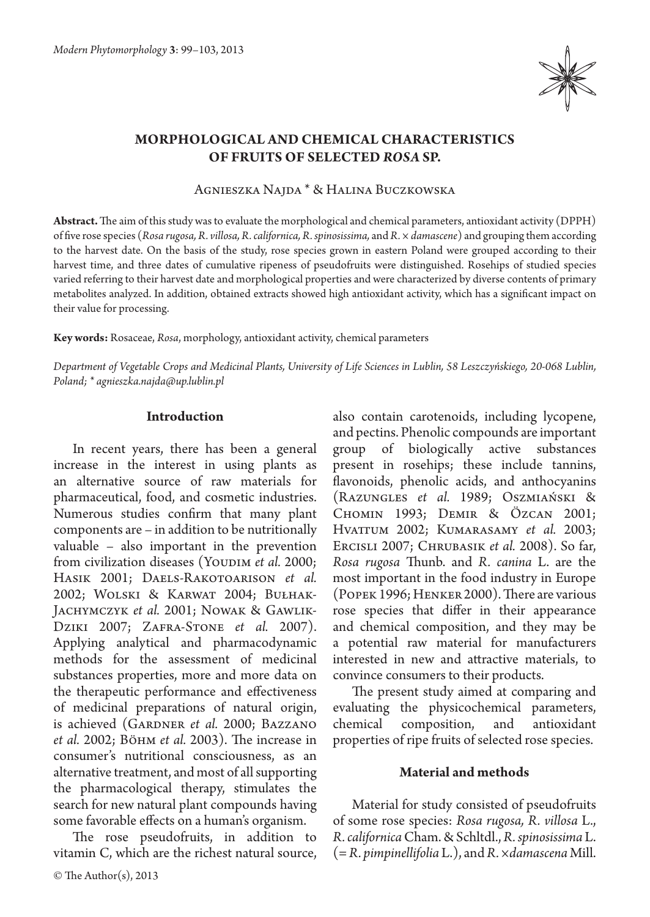# MORPHOLOGICAL AND CHEMICAL CHARACTERISTICS OF FRUITS OF SELECTED *ROSA* SP.

Agnieszka Najda * & Halina Buczkowska

**Abstract.** The aim of this study was to evaluate the morphological and chemical parameters, antioxidant activity (DPPH) of five rose species (*Rosa rugosa, R. villosa, R. californica, R. spinosissima,* and *R. × damascene*) and grouping them according to the harvest date. On the basis of the study, rose species grown in eastern Poland were grouped according to their harvest time, and three dates of cumulative ripeness of pseudofruits were distinguished. Rosehips of studied species varied referring to their harvest date and morphological properties and were characterized by diverse contents of primary metabolites analyzed. In addition, obtained extracts showed high antioxidant activity, which has a significant impact on their value for processing.

**Key words:** Rosaceae, *Rosa*, morphology, antioxidant activity, chemical parameters

*Department of Vegetable Crops and Medicinal Plants, University of Life Sciences in Lublin, 58 Leszczyńskiego, 20-068 Lublin, Poland; * agnieszka.najda@up.lublin.pl*

## Introduction

In recent years, there has been a general increase in the interest in using plants as an alternative source of raw materials for pharmaceutical, food, and cosmetic industries. Numerous studies confirm that many plant components are – in addition to be nutritionally valuable – also important in the prevention from civilization diseases (Youdim *et al.* 2000; Hasik 2001; Daels-Rakotoarison *et al.* 2002; Wolski & Karwat 2004; Bułhak-Jachymczyk *et al.* 2001; Nowak & Gawlik-Dziki 2007; Zafra-Stone *et al.* 2007). Applying analytical and pharmacodynamic methods for the assessment of medicinal substances properties, more and more data on the therapeutic performance and effectiveness of medicinal preparations of natural origin, is achieved (Gardner *et al.* 2000; Bazzano *et al.* 2002; Böhm *et al.* 2003). The increase in consumer's nutritional consciousness, as an alternative treatment, and most of all supporting the pharmacological therapy, stimulates the search for new natural plant compounds having some favorable effects on a human's organism.

The rose pseudofruits, in addition to vitamin C, which are the richest natural source, also contain carotenoids, including lycopene, and pectins. Phenolic compounds are important group of biologically active substances present in rosehips; these include tannins, flavonoids, phenolic acids, and anthocyanins (Razungles *et al.* 1989; Oszmiański & Chomin 1993; Demir & Özcan 2001; Hvattum 2002; Kumarasamy *et al.* 2003; Ercisli 2007; Chrubasik *et al.* 2008). So far, *Rosa rugosa* Thunb. and *R. canina* L. are the most important in the food industry in Europe (Popek 1996; Henker 2000). There are various rose species that differ in their appearance and chemical composition, and they may be a potential raw material for manufacturers interested in new and attractive materials, to convince consumers to their products.

The present study aimed at comparing and evaluating the physicochemical parameters, chemical composition, and antioxidant properties of ripe fruits of selected rose species.

## Material and methods

Material for study consisted of pseudofruits of some rose species: *Rosa rugosa, R. villosa* L., *R. californica* Cham. & Schltdl., *R. spinosissima* L. (= *R. pimpinellifolia* L.), and *R. ×damascena* Mill.

© The Author(s), 2013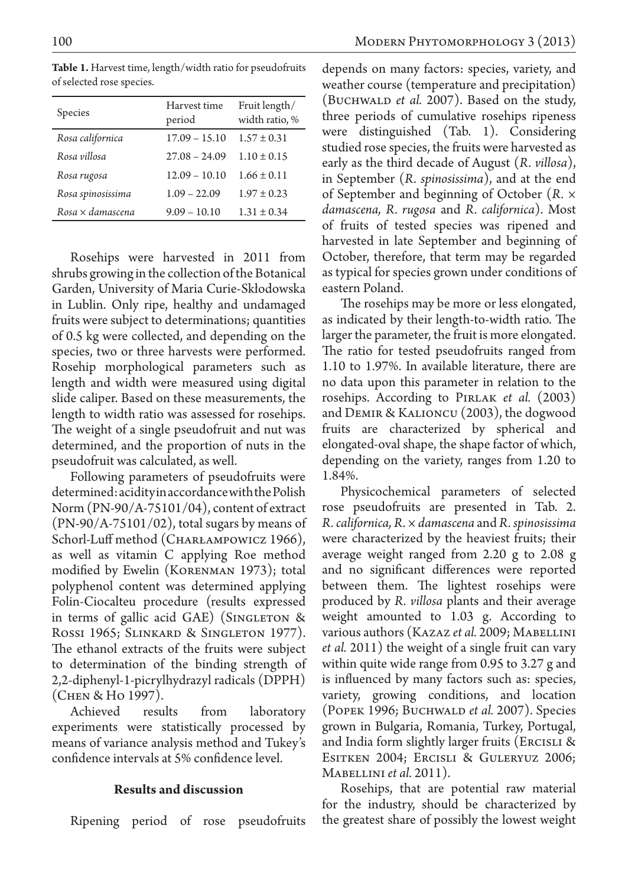**Table 1.** Harvest time, length/width ratio for pseudofruits of selected rose species.

| Species | Harvest time period | Fruit length/ width ratio, % |
|---|---|---|
| *Rosa californica* | 17.09 – 15.10 | 1.57 ± 0.31 |
| *Rosa villosa* | 27.08 – 24.09 | 1.10 ± 0.15 |
| *Rosa rugosa* | 12.09 – 10.10 | 1.66 ± 0.11 |
| *Rosa spinosissima* | 1.09 – 22.09 | 1.97 ± 0.23 |
| *Rosa* × *damascena* | 9.09 – 10.10 | 1.31 ± 0.34 |

Rosehips were harvested in 2011 from shrubs growing in the collection of the Botanical Garden, University of Maria Curie-Skłodowska in Lublin. Only ripe, healthy and undamaged fruits were subject to determinations; quantities of 0.5 kg were collected, and depending on the species, two or three harvests were performed. Rosehip morphological parameters such as length and width were measured using digital slide caliper. Based on these measurements, the length to width ratio was assessed for rosehips. The weight of a single pseudofruit and nut was determined, and the proportion of nuts in the pseudofruit was calculated, as well.

Following parameters of pseudofruits were determined: acidity in accordance with the Polish Norm (PN-90/A-75101/04), content of extract (PN-90/A-75101/02), total sugars by means of Schorl-Luff method (Charłampowicz 1966), as well as vitamin C applying Roe method modified by Ewelin (Korenman 1973); total polyphenol content was determined applying Folin-Ciocalteu procedure (results expressed in terms of gallic acid GAE) (Singleton & Rossi 1965; Slinkard & Singleton 1977). The ethanol extracts of the fruits were subject to determination of the binding strength of 2,2-diphenyl-1-picrylhydrazyl radicals (DPPH) (Chen & Ho 1997).

Achieved results from laboratory experiments were statistically processed by means of variance analysis method and Tukey's confidence intervals at 5% confidence level.

## Results and discussion

Ripening period of rose pseudofruits depends on many factors: species, variety, and weather course (temperature and precipitation) (Buchwald *et al.* 2007). Based on the study, three periods of cumulative rosehips ripeness were distinguished (Tab. 1). Considering studied rose species, the fruits were harvested as early as the third decade of August (*R. villosa*), in September (*R. spinosissima*), and at the end of September and beginning of October (*R.* × *damascena, R. rugosa* and *R. californica*). Most of fruits of tested species was ripened and harvested in late September and beginning of October, therefore, that term may be regarded as typical for species grown under conditions of eastern Poland.

The rosehips may be more or less elongated, as indicated by their length-to-width ratio. The larger the parameter, the fruit is more elongated. The ratio for tested pseudofruits ranged from 1.10 to 1.97%. In available literature, there are no data upon this parameter in relation to the rosehips. According to Pirlak *et al.* (2003) and Demir & Kalioncu (2003), the dogwood fruits are characterized by spherical and elongated-oval shape, the shape factor of which, depending on the variety, ranges from 1.20 to 1.84%.

Physicochemical parameters of selected rose pseudofruits are presented in Tab. 2. *R. californica, R.* × *damascena* and *R. spinosissima* were characterized by the heaviest fruits; their average weight ranged from 2.20 g to 2.08 g and no significant differences were reported between them. The lightest rosehips were produced by *R. villosa* plants and their average weight amounted to 1.03 g. According to various authors (Kazaz *et al.* 2009; Mabellini *et al.* 2011) the weight of a single fruit can vary within quite wide range from 0.95 to 3.27 g and is influenced by many factors such as: species, variety, growing conditions, and location (Popek 1996; Buchwald *et al.* 2007). Species grown in Bulgaria, Romania, Turkey, Portugal, and India form slightly larger fruits (Ercisli & Esitken 2004; Ercisli & Guleryuz 2006; Mabellini *et al.* 2011).

Rosehips, that are potential raw material for the industry, should be characterized by the greatest share of possibly the lowest weight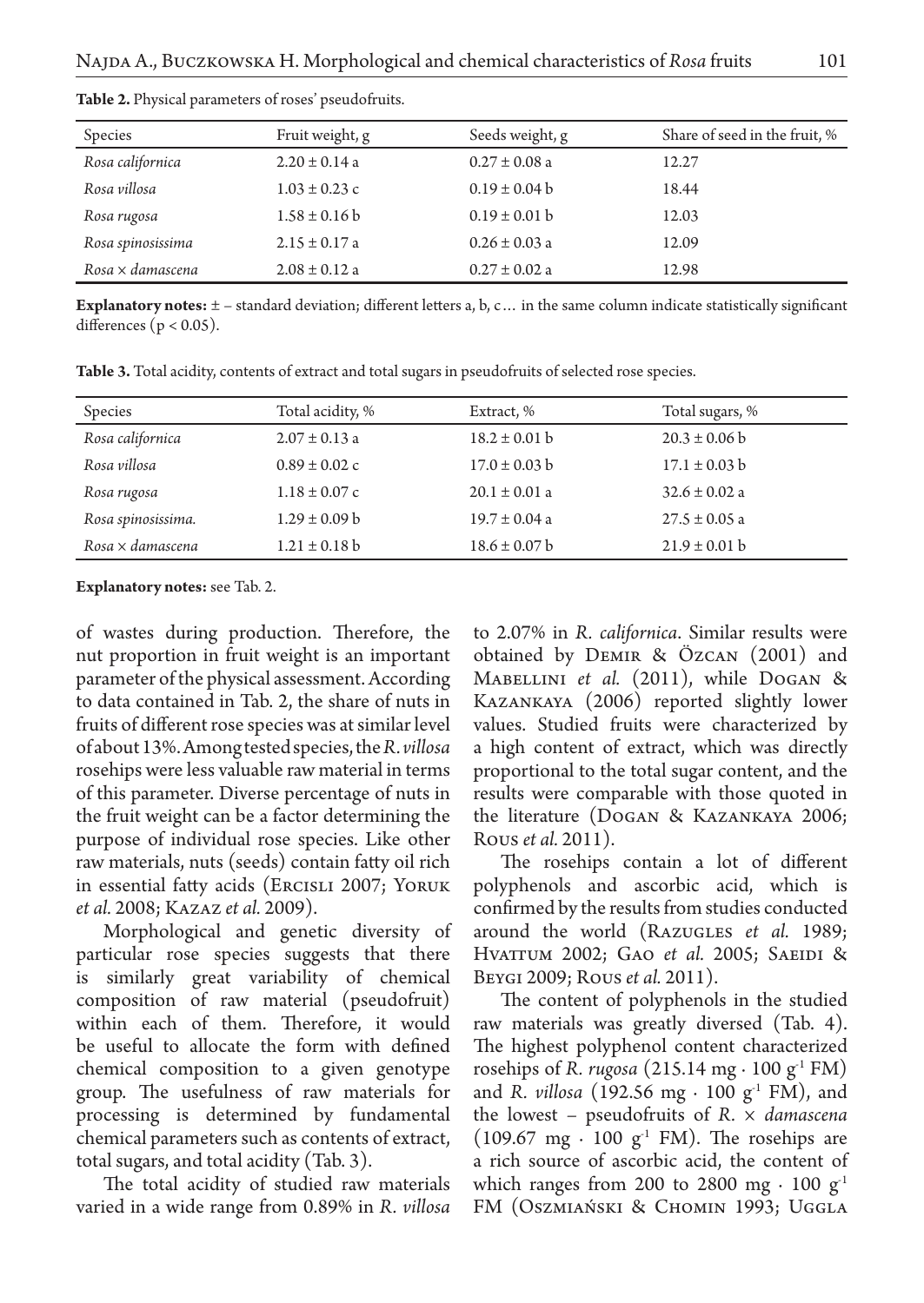**Table 2.** Physical parameters of roses' pseudofruits.

| Species | Fruit weight, g | Seeds weight, g | Share of seed in the fruit, % |
|---|---|---|---|
| *Rosa californica* | 2.20 ± 0.14 a | 0.27 ± 0.08 a | 12.27 |
| *Rosa villosa* | 1.03 ± 0.23 c | 0.19 ± 0.04 b | 18.44 |
| *Rosa rugosa* | 1.58 ± 0.16 b | 0.19 ± 0.01 b | 12.03 |
| *Rosa spinosissima* | 2.15 ± 0.17 a | 0.26 ± 0.03 a | 12.09 |
| *Rosa × damascena* | 2.08 ± 0.12 a | 0.27 ± 0.02 a | 12.98 |

**Explanatory notes:** ± – standard deviation; different letters a, b, c… in the same column indicate statistically significant differences ($p < 0.05$).

**Table 3.** Total acidity, contents of extract and total sugars in pseudofruits of selected rose species.

| Species | Total acidity, % | Extract, % | Total sugars, % |
|---|---|---|---|
| *Rosa californica* | 2.07 ± 0.13 a | 18.2 ± 0.01 b | 20.3 ± 0.06 b |
| *Rosa villosa* | 0.89 ± 0.02 c | 17.0 ± 0.03 b | 17.1 ± 0.03 b |
| *Rosa rugosa* | 1.18 ± 0.07 c | 20.1 ± 0.01 a | 32.6 ± 0.02 a |
| *Rosa spinosissima.* | 1.29 ± 0.09 b | 19.7 ± 0.04 a | 27.5 ± 0.05 a |
| *Rosa × damascena* | 1.21 ± 0.18 b | 18.6 ± 0.07 b | 21.9 ± 0.01 b |

**Explanatory notes:** see Tab. 2.

of wastes during production. Therefore, the nut proportion in fruit weight is an important parameter of the physical assessment. According to data contained in Tab. 2, the share of nuts in fruits of different rose species was at similar level of about 13%. Among tested species, the *R. villosa* rosehips were less valuable raw material in terms of this parameter. Diverse percentage of nuts in the fruit weight can be a factor determining the purpose of individual rose species. Like other raw materials, nuts (seeds) contain fatty oil rich in essential fatty acids (Ercisli 2007; Yoruk *et al.* 2008; Kazaz *et al.* 2009).

Morphological and genetic diversity of particular rose species suggests that there is similarly great variability of chemical composition of raw material (pseudofruit) within each of them. Therefore, it would be useful to allocate the form with defined chemical composition to a given genotype group. The usefulness of raw materials for processing is determined by fundamental chemical parameters such as contents of extract, total sugars, and total acidity (Tab. 3).

The total acidity of studied raw materials varied in a wide range from 0.89% in *R. villosa* to 2.07% in *R. californica*. Similar results were obtained by Demir & Özcan (2001) and Mabellini *et al.* (2011), while Dogan & Kazankaya (2006) reported slightly lower values. Studied fruits were characterized by a high content of extract, which was directly proportional to the total sugar content, and the results were comparable with those quoted in the literature (Dogan & Kazankaya 2006; Rous *et al.* 2011).

The rosehips contain a lot of different polyphenols and ascorbic acid, which is confirmed by the results from studies conducted around the world (Razugles *et al.* 1989; Hvattum 2002; Gao *et al.* 2005; Saeidi & Beygi 2009; Rous *et al.* 2011).

The content of polyphenols in the studied raw materials was greatly diversed (Tab. 4). The highest polyphenol content characterized rosehips of *R. rugosa* (215.14 mg · 100 $g^{-1}$ FM) and *R. villosa* (192.56 mg · 100 $g^{-1}$ FM), and the lowest – pseudofruits of *R.* × *damascena* (109.67 mg · 100 $g^{-1}$ FM). The rosehips are a rich source of ascorbic acid, the content of which ranges from 200 to 2800 mg · 100 $g^{-1}$ FM (Oszmiański & Chomin 1993; Uggla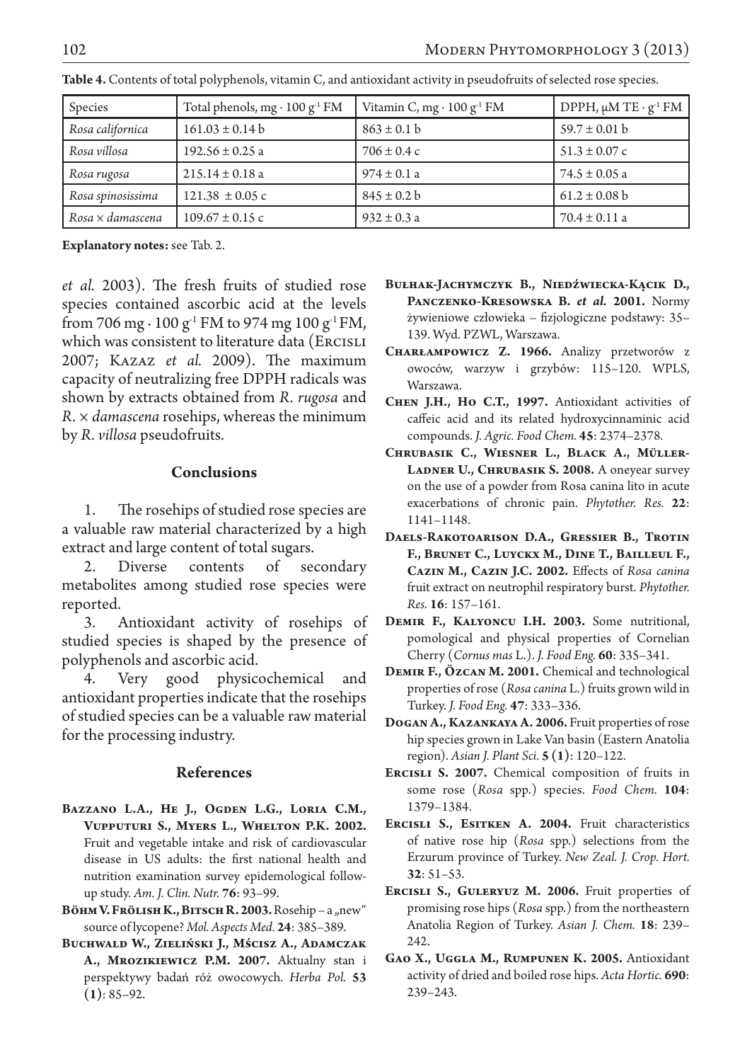**Table 4.** Contents of total polyphenols, vitamin C, and antioxidant activity in pseudofruits of selected rose species.

| Species | Total phenols, mg · 100 g$^{-1}$ FM | Vitamin C, mg · 100 g$^{-1}$ FM | DPPH, μM TE · g$^{-1}$ FM |
|---|---|---|---|
| *Rosa californica* | 161.03 ± 0.14 b | 863 ± 0.1 b | 59.7 ± 0.01 b |
| *Rosa villosa* | 192.56 ± 0.25 a | 706 ± 0.4 c | 51.3 ± 0.07 c |
| *Rosa rugosa* | 215.14 ± 0.18 a | 974 ± 0.1 a | 74.5 ± 0.05 a |
| *Rosa spinosissima* | 121.38 ± 0.05 c | 845 ± 0.2 b | 61.2 ± 0.08 b |
| *Rosa × damascena* | 109.67 ± 0.15 c | 932 ± 0.3 a | 70.4 ± 0.11 a |

**Explanatory notes:** see Tab. 2.

*et al.* 2003). The fresh fruits of studied rose species contained ascorbic acid at the levels from 706 mg · 100 g$^{-1}$ FM to 974 mg 100 g$^{-1}$ FM, which was consistent to literature data (Ercisli 2007; Kazaz *et al.* 2009). The maximum capacity of neutralizing free DPPH radicals was shown by extracts obtained from *R. rugosa* and *R.* × *damascena* rosehips, whereas the minimum by *R. villosa* pseudofruits.

## Conclusions

1. The rosehips of studied rose species are a valuable raw material characterized by a high extract and large content of total sugars.
2. Diverse contents of secondary metabolites among studied rose species were reported.
3. Antioxidant activity of rosehips of studied species is shaped by the presence of polyphenols and ascorbic acid.
4. Very good physicochemical and antioxidant properties indicate that the rosehips of studied species can be a valuable raw material for the processing industry.

## References

**Bazzano L.A., He J., Ogden L.G., Loria C.M., Vupputuri S., Myers L., Whelton P.K. 2002.** Fruit and vegetable intake and risk of cardiovascular disease in US adults: the first national health and nutrition examination survey epidemiological follow-up study. *Am. J. Clin. Nutr.* **76**: 93–99.

**Böhm V. Frölish K., Bitsch R. 2003.** Rosehip – a „new“ source of lycopene? *Mol. Aspects Med.* **24**: 385–389.

**Buchwald W., Zieliński J., Mścisz A., Adamczak A., Mrozikiewicz P.M. 2007.** Aktualny stan i perspektywy badań róż owocowych. *Herba Pol.* **53 (1)**: 85–92.

**Bułhak-Jachymczyk B., Niedźwiecka-Kącik D., Panczenko-Kresowska B. *et al.* 2001.** Normy żywieniowe człowieka – fizjologiczne podstawy: 35–139. Wyd. PZWL, Warszawa.

**Charłampowicz Z. 1966.** Analizy przetworów z owoców, warzyw i grzybów: 115–120. WPLS, Warszawa.

**Chen J.H., Ho C.T., 1997.** Antioxidant activities of caffeic acid and its related hydroxycinnaminic acid compounds. *J. Agric. Food Chem.* **45**: 2374–2378.

**Chrubasik C., Wiesner L., Black A., Müller-Ladner U., Chrubasik S. 2008.** A oneyear survey on the use of a powder from Rosa canina lito in acute exacerbations of chronic pain. *Phytother. Res.* **22**: 1141–1148.

**Daels-Rakotoarison D.A., Gressier B., Trotin F., Brunet C., Luyckx M., Dine T., Bailleul F., Cazin M., Cazin J.C. 2002.** Effects of *Rosa canina* fruit extract on neutrophil respiratory burst. *Phytother. Res.* **16**: 157–161.

**Demir F., Kalyoncu I.H. 2003.** Some nutritional, pomological and physical properties of Cornelian Cherry (*Cornus mas* L.). *J. Food Eng.* **60**: 335–341.

**Demir F., Özcan M. 2001.** Chemical and technological properties of rose (*Rosa canina* L.) fruits grown wild in Turkey. *J. Food Eng.* **47**: 333–336.

**Dogan A., Kazankaya A. 2006.** Fruit properties of rose hip species grown in Lake Van basin (Eastern Anatolia region). *Asian J. Plant Sci.* **5 (1)**: 120–122.

**Ercisli S. 2007.** Chemical composition of fruits in some rose (*Rosa* spp.) species. *Food Chem.* **104**: 1379–1384.

**Ercisli S., Esitken A. 2004.** Fruit characteristics of native rose hip (*Rosa* spp.) selections from the Erzurum province of Turkey. *New Zeal. J. Crop. Hort.* **32**: 51–53.

**Ercisli S., Guleryuz M. 2006.** Fruit properties of promising rose hips (*Rosa* spp.) from the northeastern Anatolia Region of Turkey. *Asian J. Chem.* **18**: 239–242.

**Gao X., Uggla M., Rumpunen K. 2005.** Antioxidant activity of dried and boiled rose hips. *Acta Hortic.* **690**: 239–243.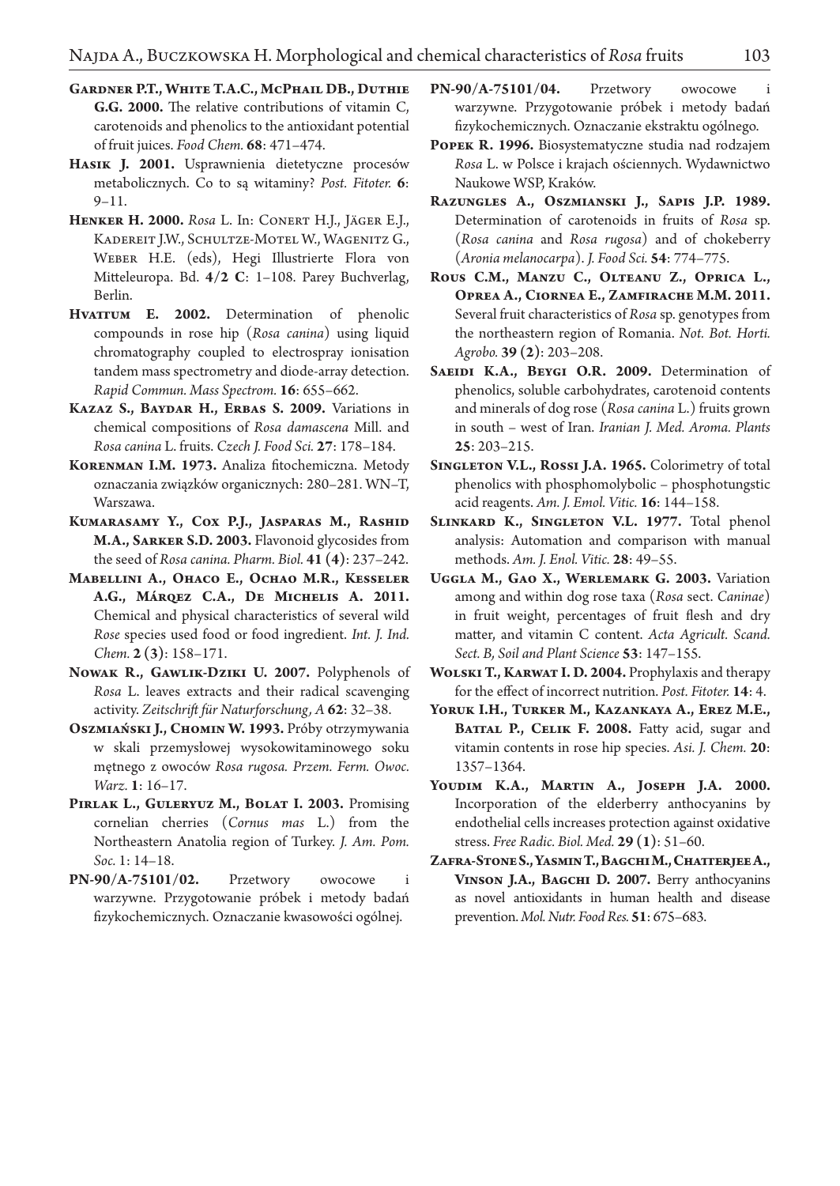**Gardner P.T., White T.A.C., McPhail DB., Duthie G.G. 2000.** The relative contributions of vitamin C, carotenoids and phenolics to the antioxidant potential of fruit juices. *Food Chem.* **68**: 471–474.

**Hasik J. 2001.** Usprawnienia dietetyczne procesów metabolicznych. Co to są witaminy? *Post. Fitoter.* **6**: 9–11.

**Henker H. 2000.** *Rosa* L. In: Conert H.J., Jäger E.J., Kadereit J.W., Schultze-Motel W., Wagenitz G., Weber H.E. (eds), Hegi Illustrierte Flora von Mitteleuropa. Bd. **4/2 C**: 1–108. Parey Buchverlag, Berlin.

**Hvattum E. 2002.** Determination of phenolic compounds in rose hip (*Rosa canina*) using liquid chromatography coupled to electrospray ionisation tandem mass spectrometry and diode-array detection. *Rapid Commun. Mass Spectrom.* **16**: 655–662.

**Kazaz S., Baydar H., Erbas S. 2009.** Variations in chemical compositions of *Rosa damascena* Mill. and *Rosa canina* L. fruits. *Czech J. Food Sci.* **27**: 178–184.

**Korenman I.M. 1973.** Analiza fitochemiczna. Metody oznaczania związków organicznych: 280–281. WN–T, Warszawa.

**Kumarasamy Y., Cox P.J., Jasparas M., Rashid M.A., Sarker S.D. 2003.** Flavonoid glycosides from the seed of *Rosa canina. Pharm. Biol.* **41 (4)**: 237–242.

**Mabellini A., Ohaco E., Ochao M.R., Kesseler A.G., Márqez C.A., De Michelis A. 2011.** Chemical and physical characteristics of several wild *Rose* species used food or food ingredient. *Int. J. Ind. Chem.* **2 (3)**: 158–171.

**Nowak R., Gawlik-Dziki U. 2007.** Polyphenols of *Rosa* L. leaves extracts and their radical scavenging activity. *Zeitschrift für Naturforschung, A* **62**: 32–38.

**Oszmiański J., Chomin W. 1993.** Próby otrzymywania w skali przemysłowej wysokowitaminowego soku mętnego z owoców *Rosa rugosa. Przem. Ferm. Owoc. Warz.* **1**: 16–17.

**Pirlak L., Guleryuz M., Bolat I. 2003.** Promising cornelian cherries (*Cornus mas* L.) from the Northeastern Anatolia region of Turkey. *J. Am. Pom. Soc.* 1: 14–18.

**PN-90/A-75101/02.** Przetwory owocowe i warzywne. Przygotowanie próbek i metody badań fizykochemicznych. Oznaczanie kwasowości ogólnej.

**PN-90/A-75101/04.** Przetwory owocowe i warzywne. Przygotowanie próbek i metody badań fizykochemicznych. Oznaczanie ekstraktu ogólnego.

**Popek R. 1996.** Biosystematyczne studia nad rodzajem *Rosa* L. w Polsce i krajach ościennych. Wydawnictwo Naukowe WSP, Kraków.

**Razungles A., Oszmianski J., Sapis J.P. 1989.** Determination of carotenoids in fruits of *Rosa* sp. (*Rosa canina* and *Rosa rugosa*) and of chokeberry (*Aronia melanocarpa*). *J. Food Sci.* **54**: 774–775.

**Rous C.M., Manzu C., Olteanu Z., Oprica L., Oprea A., Ciornea E., Zamfirache M.M. 2011.** Several fruit characteristics of *Rosa* sp. genotypes from the northeastern region of Romania. *Not. Bot. Horti. Agrobo.* **39 (2)**: 203–208.

**Saeidi K.A., Beygi O.R. 2009.** Determination of phenolics, soluble carbohydrates, carotenoid contents and minerals of dog rose (*Rosa canina* L.) fruits grown in south – west of Iran. *Iranian J. Med. Aroma. Plants* **25**: 203–215.

**Singleton V.L., Rossi J.A. 1965.** Colorimetry of total phenolics with phosphomolybolic – phosphotungstic acid reagents. *Am. J. Emol. Vitic.* **16**: 144–158.

**Slinkard K., Singleton V.L. 1977.** Total phenol analysis: Automation and comparison with manual methods. *Am. J. Enol. Vitic.* **28**: 49–55.

**Uggla M., Gao X., Werlemark G. 2003.** Variation among and within dog rose taxa (*Rosa* sect. *Caninae*) in fruit weight, percentages of fruit flesh and dry matter, and vitamin C content. *Acta Agricult. Scand. Sect. B, Soil and Plant Science* **53**: 147–155.

**Wolski T., Karwat I. D. 2004.** Prophylaxis and therapy for the effect of incorrect nutrition. *Post. Fitoter.* **14**: 4.

**Yoruk I.H., Turker M., Kazankaya A., Erez M.E., Battal P., Celik F. 2008.** Fatty acid, sugar and vitamin contents in rose hip species. *Asi. J. Chem.* **20**: 1357–1364.

**Youdim K.A., Martin A., Joseph J.A. 2000.** Incorporation of the elderberry anthocyanins by endothelial cells increases protection against oxidative stress. *Free Radic. Biol. Med.* **29 (1)**: 51–60.

**Zafra-Stone S., Yasmin T., Bagchi M., Chatterjee A., Vinson J.A., Bagchi D. 2007.** Berry anthocyanins as novel antioxidants in human health and disease prevention. *Mol. Nutr. Food Res.* **51**: 675–683.